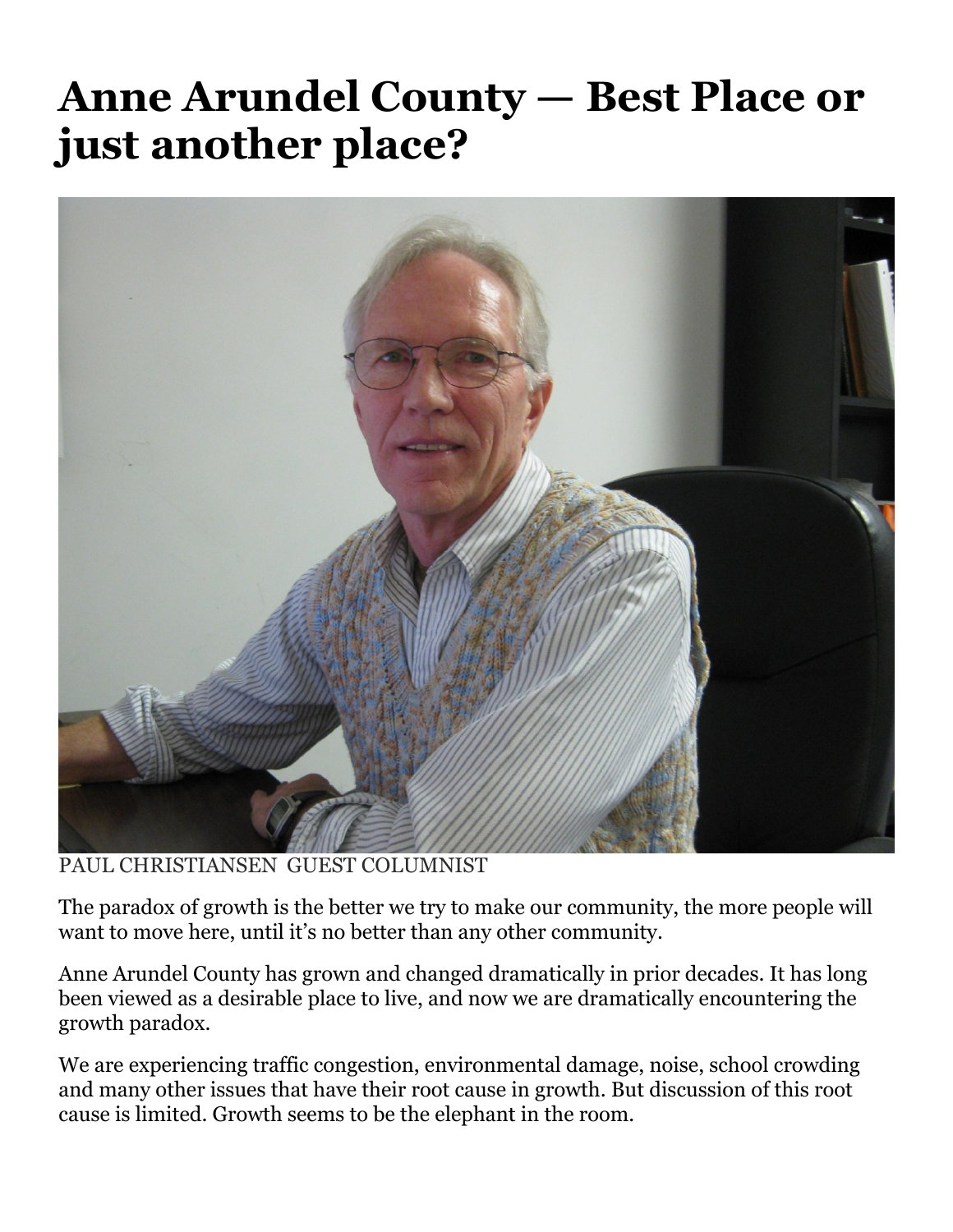# Anne Arundel County — Best Place or just another place?

PAUL CHRISTIANSEN GUEST COLUMNIST

The paradox of growth is the better we try to make our community, the more people will want to move here, until it's no better than any other community.

Anne Arundel County has grown and changed dramatically in prior decades. It has long been viewed as a desirable place to live, and now we are dramatically encountering the growth paradox.

We are experiencing traffic congestion, environmental damage, noise, school crowding and many other issues that have their root cause in growth. But discussion of this root cause is limited. Growth seems to be the elephant in the room.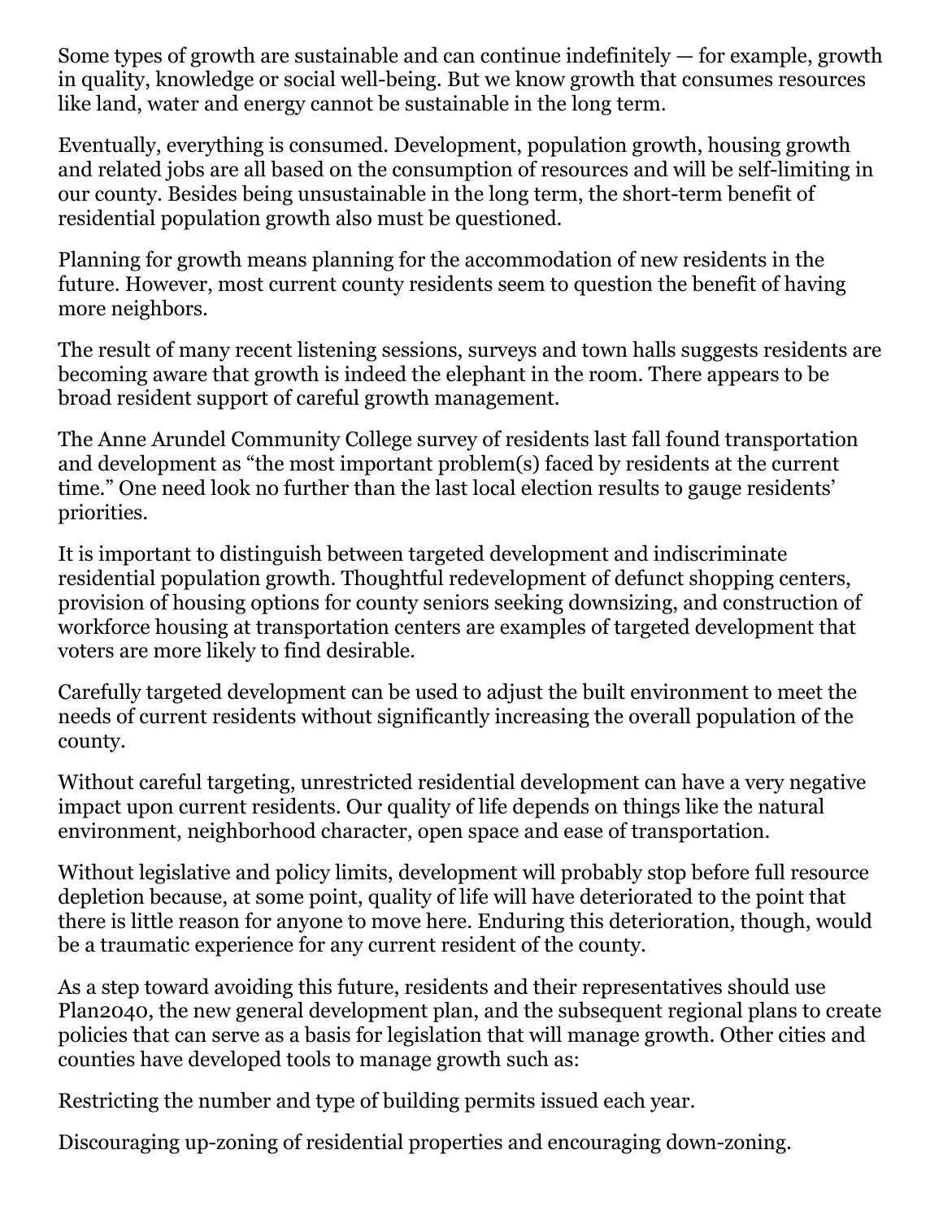Some types of growth are sustainable and can continue indefinitely — for example, growth in quality, knowledge or social well-being. But we know growth that consumes resources like land, water and energy cannot be sustainable in the long term.

Eventually, everything is consumed. Development, population growth, housing growth and related jobs are all based on the consumption of resources and will be self-limiting in our county. Besides being unsustainable in the long term, the short-term benefit of residential population growth also must be questioned.

Planning for growth means planning for the accommodation of new residents in the future. However, most current county residents seem to question the benefit of having more neighbors.

The result of many recent listening sessions, surveys and town halls suggests residents are becoming aware that growth is indeed the elephant in the room. There appears to be broad resident support of careful growth management.

The Anne Arundel Community College survey of residents last fall found transportation and development as "the most important problem(s) faced by residents at the current time." One need look no further than the last local election results to gauge residents' priorities.

It is important to distinguish between targeted development and indiscriminate residential population growth. Thoughtful redevelopment of defunct shopping centers, provision of housing options for county seniors seeking downsizing, and construction of workforce housing at transportation centers are examples of targeted development that voters are more likely to find desirable.

Carefully targeted development can be used to adjust the built environment to meet the needs of current residents without significantly increasing the overall population of the county.

Without careful targeting, unrestricted residential development can have a very negative impact upon current residents. Our quality of life depends on things like the natural environment, neighborhood character, open space and ease of transportation.

Without legislative and policy limits, development will probably stop before full resource depletion because, at some point, quality of life will have deteriorated to the point that there is little reason for anyone to move here. Enduring this deterioration, though, would be a traumatic experience for any current resident of the county.

As a step toward avoiding this future, residents and their representatives should use Plan2040, the new general development plan, and the subsequent regional plans to create policies that can serve as a basis for legislation that will manage growth. Other cities and counties have developed tools to manage growth such as:

Restricting the number and type of building permits issued each year.

Discouraging up-zoning of residential properties and encouraging down-zoning.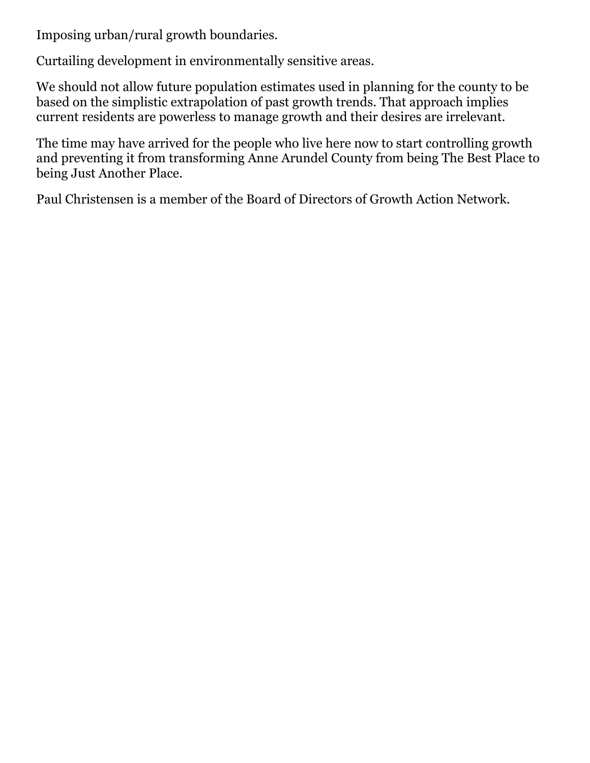Imposing urban/rural growth boundaries.

Curtailing development in environmentally sensitive areas.

We should not allow future population estimates used in planning for the county to be based on the simplistic extrapolation of past growth trends. That approach implies current residents are powerless to manage growth and their desires are irrelevant.

The time may have arrived for the people who live here now to start controlling growth and preventing it from transforming Anne Arundel County from being The Best Place to being Just Another Place.

Paul Christensen is a member of the Board of Directors of Growth Action Network.